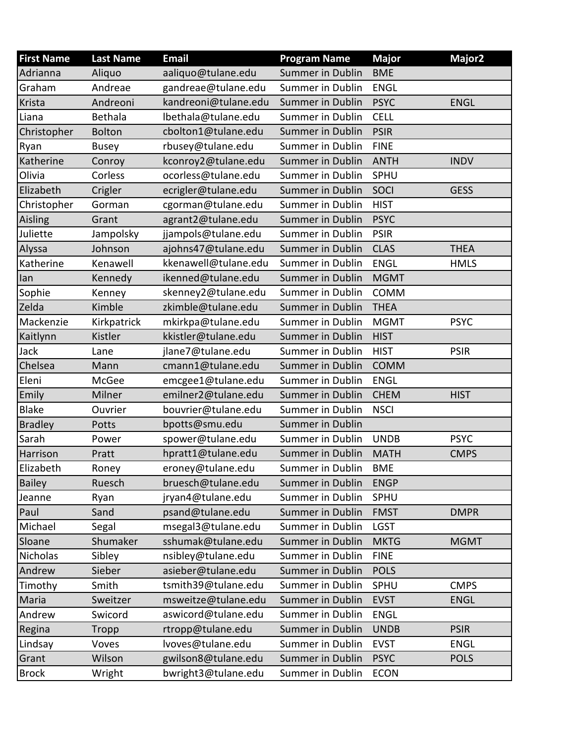| First Name | Last Name | Email | Program Name | Major | Major2 |
|---|---|---|---|---|---|
| Adrianna | Aliquo | aaliquo@tulane.edu | Summer in Dublin | BME | |
| Graham | Andreae | gandreae@tulane.edu | Summer in Dublin | ENGL | |
| Krista | Andreoni | kandreoni@tulane.edu | Summer in Dublin | PSYC | ENGL |
| Liana | Bethala | lbethala@tulane.edu | Summer in Dublin | CELL | |
| Christopher | Bolton | cbolton1@tulane.edu | Summer in Dublin | PSIR | |
| Ryan | Busey | rbusey@tulane.edu | Summer in Dublin | FINE | |
| Katherine | Conroy | kconroy2@tulane.edu | Summer in Dublin | ANTH | INDV |
| Olivia | Corless | ocorless@tulane.edu | Summer in Dublin | SPHU | |
| Elizabeth | Crigler | ecrigler@tulane.edu | Summer in Dublin | SOCI | GESS |
| Christopher | Gorman | cgorman@tulane.edu | Summer in Dublin | HIST | |
| Aisling | Grant | agrant2@tulane.edu | Summer in Dublin | PSYC | |
| Juliette | Jampolsky | jjampols@tulane.edu | Summer in Dublin | PSIR | |
| Alyssa | Johnson | ajohns47@tulane.edu | Summer in Dublin | CLAS | THEA |
| Katherine | Kenawell | kkenawell@tulane.edu | Summer in Dublin | ENGL | HMLS |
| Ian | Kennedy | ikenned@tulane.edu | Summer in Dublin | MGMT | |
| Sophie | Kenney | skenney2@tulane.edu | Summer in Dublin | COMM | |
| Zelda | Kimble | zkimble@tulane.edu | Summer in Dublin | THEA | |
| Mackenzie | Kirkpatrick | mkirkpa@tulane.edu | Summer in Dublin | MGMT | PSYC |
| Kaitlynn | Kistler | kkistler@tulane.edu | Summer in Dublin | HIST | |
| Jack | Lane | jlane7@tulane.edu | Summer in Dublin | HIST | PSIR |
| Chelsea | Mann | cmann1@tulane.edu | Summer in Dublin | COMM | |
| Eleni | McGee | emcgee1@tulane.edu | Summer in Dublin | ENGL | |
| Emily | Milner | emilner2@tulane.edu | Summer in Dublin | CHEM | HIST |
| Blake | Ouvrier | bouvrier@tulane.edu | Summer in Dublin | NSCI | |
| Bradley | Potts | bpotts@smu.edu | Summer in Dublin | | |
| Sarah | Power | spower@tulane.edu | Summer in Dublin | UNDB | PSYC |
| Harrison | Pratt | hpratt1@tulane.edu | Summer in Dublin | MATH | CMPS |
| Elizabeth | Roney | eroney@tulane.edu | Summer in Dublin | BME | |
| Bailey | Ruesch | bruesch@tulane.edu | Summer in Dublin | ENGP | |
| Jeanne | Ryan | jryan4@tulane.edu | Summer in Dublin | SPHU | |
| Paul | Sand | psand@tulane.edu | Summer in Dublin | FMST | DMPR |
| Michael | Segal | msegal3@tulane.edu | Summer in Dublin | LGST | |
| Sloane | Shumaker | sshumak@tulane.edu | Summer in Dublin | MKTG | MGMT |
| Nicholas | Sibley | nsibley@tulane.edu | Summer in Dublin | FINE | |
| Andrew | Sieber | asieber@tulane.edu | Summer in Dublin | POLS | |
| Timothy | Smith | tsmith39@tulane.edu | Summer in Dublin | SPHU | CMPS |
| Maria | Sweitzer | msweitze@tulane.edu | Summer in Dublin | EVST | ENGL |
| Andrew | Swicord | aswicord@tulane.edu | Summer in Dublin | ENGL | |
| Regina | Tropp | rtropp@tulane.edu | Summer in Dublin | UNDB | PSIR |
| Lindsay | Voves | lvoves@tulane.edu | Summer in Dublin | EVST | ENGL |
| Grant | Wilson | gwilson8@tulane.edu | Summer in Dublin | PSYC | POLS |
| Brock | Wright | bwright3@tulane.edu | Summer in Dublin | ECON | |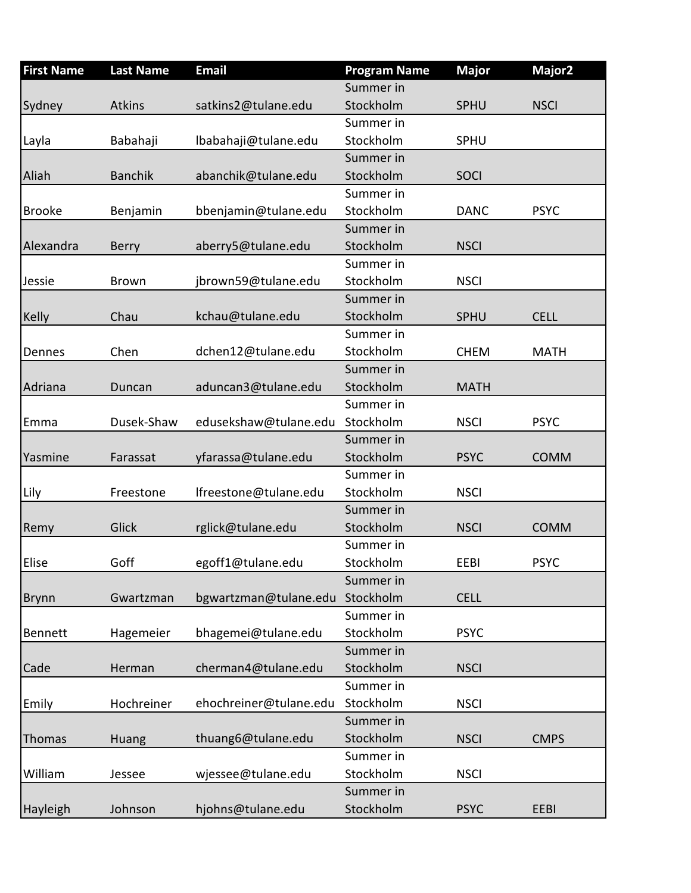| First Name | Last Name | Email | Program Name | Major | Major2 |
|---|---|---|---|---|---|
| Sydney | Atkins | satkins2@tulane.edu | Summer in Stockholm | SPHU | NSCI |
| Layla | Babahaji | lbabahaji@tulane.edu | Summer in Stockholm | SPHU | |
| Aliah | Banchik | abanchik@tulane.edu | Summer in Stockholm | SOCI | |
| Brooke | Benjamin | bbenjamin@tulane.edu | Summer in Stockholm | DANC | PSYC |
| Alexandra | Berry | aberry5@tulane.edu | Summer in Stockholm | NSCI | |
| Jessie | Brown | jbrown59@tulane.edu | Summer in Stockholm | NSCI | |
| Kelly | Chau | kchau@tulane.edu | Summer in Stockholm | SPHU | CELL |
| Dennes | Chen | dchen12@tulane.edu | Summer in Stockholm | CHEM | MATH |
| Adriana | Duncan | aduncan3@tulane.edu | Summer in Stockholm | MATH | |
| Emma | Dusek-Shaw | edusekshaw@tulane.edu | Summer in Stockholm | NSCI | PSYC |
| Yasmine | Farassat | yfarassa@tulane.edu | Summer in Stockholm | PSYC | COMM |
| Lily | Freestone | lfreestone@tulane.edu | Summer in Stockholm | NSCI | |
| Remy | Glick | rglick@tulane.edu | Summer in Stockholm | NSCI | COMM |
| Elise | Goff | egoff1@tulane.edu | Summer in Stockholm | EEBI | PSYC |
| Brynn | Gwartzman | bgwartzman@tulane.edu | Summer in Stockholm | CELL | |
| Bennett | Hagemeier | bhagemei@tulane.edu | Summer in Stockholm | PSYC | |
| Cade | Herman | cherman4@tulane.edu | Summer in Stockholm | NSCI | |
| Emily | Hochreiner | ehochreiner@tulane.edu | Summer in Stockholm | NSCI | |
| Thomas | Huang | thuang6@tulane.edu | Summer in Stockholm | NSCI | CMPS |
| William | Jessee | wjessee@tulane.edu | Summer in Stockholm | NSCI | |
| Hayleigh | Johnson | hjohns@tulane.edu | Summer in Stockholm | PSYC | EEBI |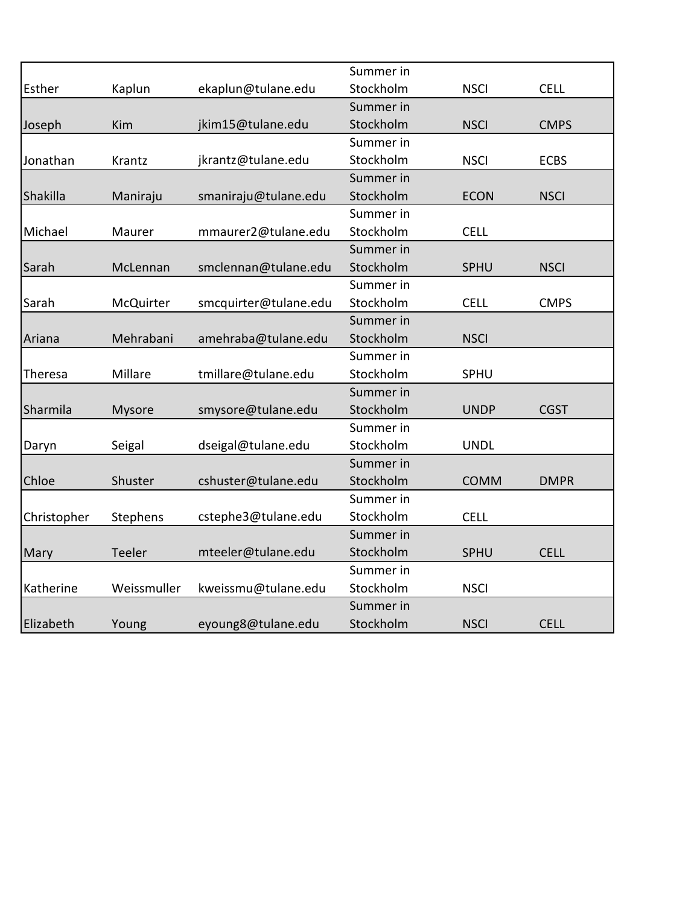| | | | | | |
|---|---|---|---|---|---|
| Esther | Kaplun | ekaplun@tulane.edu | Summer in Stockholm | NSCI | CELL |
| Joseph | Kim | jkim15@tulane.edu | Summer in Stockholm | NSCI | CMPS |
| Jonathan | Krantz | jkrantz@tulane.edu | Summer in Stockholm | NSCI | ECBS |
| Shakilla | Maniraju | smaniraju@tulane.edu | Summer in Stockholm | ECON | NSCI |
| Michael | Maurer | mmaurer2@tulane.edu | Summer in Stockholm | CELL | |
| Sarah | McLennan | smclennan@tulane.edu | Summer in Stockholm | SPHU | NSCI |
| Sarah | McQuirter | smcquirter@tulane.edu | Summer in Stockholm | CELL | CMPS |
| Ariana | Mehrabani | amehraba@tulane.edu | Summer in Stockholm | NSCI | |
| Theresa | Millare | tmillare@tulane.edu | Summer in Stockholm | SPHU | |
| Sharmila | Mysore | smysore@tulane.edu | Summer in Stockholm | UNDP | CGST |
| Daryn | Seigal | dseigal@tulane.edu | Summer in Stockholm | UNDL | |
| Chloe | Shuster | cshuster@tulane.edu | Summer in Stockholm | COMM | DMPR |
| Christopher | Stephens | cstephe3@tulane.edu | Summer in Stockholm | CELL | |
| Mary | Teeler | mteeler@tulane.edu | Summer in Stockholm | SPHU | CELL |
| Katherine | Weissmuller | kweissmu@tulane.edu | Summer in Stockholm | NSCI | |
| Elizabeth | Young | eyoung8@tulane.edu | Summer in Stockholm | NSCI | CELL |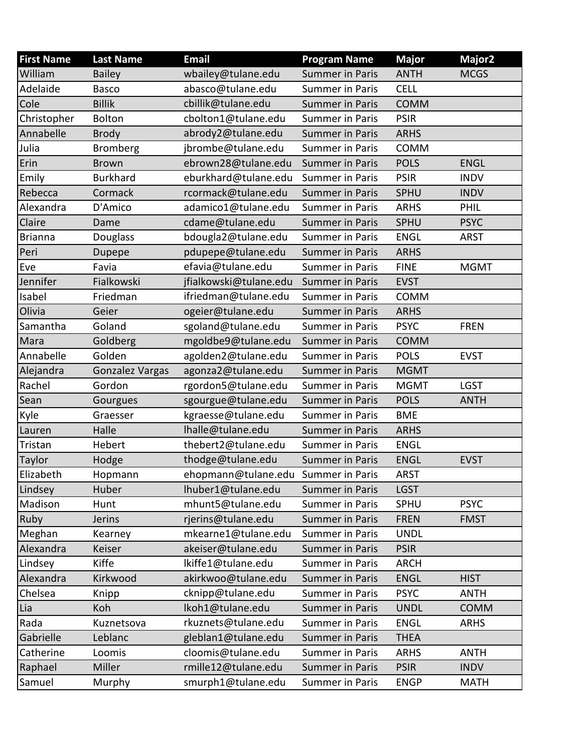| First Name | Last Name | Email | Program Name | Major | Major2 |
|---|---|---|---|---|---|
| William | Bailey | wbailey@tulane.edu | Summer in Paris | ANTH | MCGS |
| Adelaide | Basco | abasco@tulane.edu | Summer in Paris | CELL | |
| Cole | Billik | cbillik@tulane.edu | Summer in Paris | COMM | |
| Christopher | Bolton | cbolton1@tulane.edu | Summer in Paris | PSIR | |
| Annabelle | Brody | abrody2@tulane.edu | Summer in Paris | ARHS | |
| Julia | Bromberg | jbrombe@tulane.edu | Summer in Paris | COMM | |
| Erin | Brown | ebrown28@tulane.edu | Summer in Paris | POLS | ENGL |
| Emily | Burkhard | eburkhard@tulane.edu | Summer in Paris | PSIR | INDV |
| Rebecca | Cormack | rcormack@tulane.edu | Summer in Paris | SPHU | INDV |
| Alexandra | D'Amico | adamico1@tulane.edu | Summer in Paris | ARHS | PHIL |
| Claire | Dame | cdame@tulane.edu | Summer in Paris | SPHU | PSYC |
| Brianna | Douglass | bdougla2@tulane.edu | Summer in Paris | ENGL | ARST |
| Peri | Dupepe | pdupepe@tulane.edu | Summer in Paris | ARHS | |
| Eve | Favia | efavia@tulane.edu | Summer in Paris | FINE | MGMT |
| Jennifer | Fialkowski | jfialkowski@tulane.edu | Summer in Paris | EVST | |
| Isabel | Friedman | ifriedman@tulane.edu | Summer in Paris | COMM | |
| Olivia | Geier | ogeier@tulane.edu | Summer in Paris | ARHS | |
| Samantha | Goland | sgoland@tulane.edu | Summer in Paris | PSYC | FREN |
| Mara | Goldberg | mgoldbe9@tulane.edu | Summer in Paris | COMM | |
| Annabelle | Golden | agolden2@tulane.edu | Summer in Paris | POLS | EVST |
| Alejandra | Gonzalez Vargas | agonza2@tulane.edu | Summer in Paris | MGMT | |
| Rachel | Gordon | rgordon5@tulane.edu | Summer in Paris | MGMT | LGST |
| Sean | Gourgues | sgourgue@tulane.edu | Summer in Paris | POLS | ANTH |
| Kyle | Graesser | kgraesse@tulane.edu | Summer in Paris | BME | |
| Lauren | Halle | lhalle@tulane.edu | Summer in Paris | ARHS | |
| Tristan | Hebert | thebert2@tulane.edu | Summer in Paris | ENGL | |
| Taylor | Hodge | thodge@tulane.edu | Summer in Paris | ENGL | EVST |
| Elizabeth | Hopmann | ehopmann@tulane.edu | Summer in Paris | ARST | |
| Lindsey | Huber | lhuber1@tulane.edu | Summer in Paris | LGST | |
| Madison | Hunt | mhunt5@tulane.edu | Summer in Paris | SPHU | PSYC |
| Ruby | Jerins | rjerins@tulane.edu | Summer in Paris | FREN | FMST |
| Meghan | Kearney | mkearne1@tulane.edu | Summer in Paris | UNDL | |
| Alexandra | Keiser | akeiser@tulane.edu | Summer in Paris | PSIR | |
| Lindsey | Kiffe | lkiffe1@tulane.edu | Summer in Paris | ARCH | |
| Alexandra | Kirkwood | akirkwoo@tulane.edu | Summer in Paris | ENGL | HIST |
| Chelsea | Knipp | cknipp@tulane.edu | Summer in Paris | PSYC | ANTH |
| Lia | Koh | lkoh1@tulane.edu | Summer in Paris | UNDL | COMM |
| Rada | Kuznetsova | rkuznets@tulane.edu | Summer in Paris | ENGL | ARHS |
| Gabrielle | Leblanc | gleblan1@tulane.edu | Summer in Paris | THEA | |
| Catherine | Loomis | cloomis@tulane.edu | Summer in Paris | ARHS | ANTH |
| Raphael | Miller | rmille12@tulane.edu | Summer in Paris | PSIR | INDV |
| Samuel | Murphy | smurph1@tulane.edu | Summer in Paris | ENGP | MATH |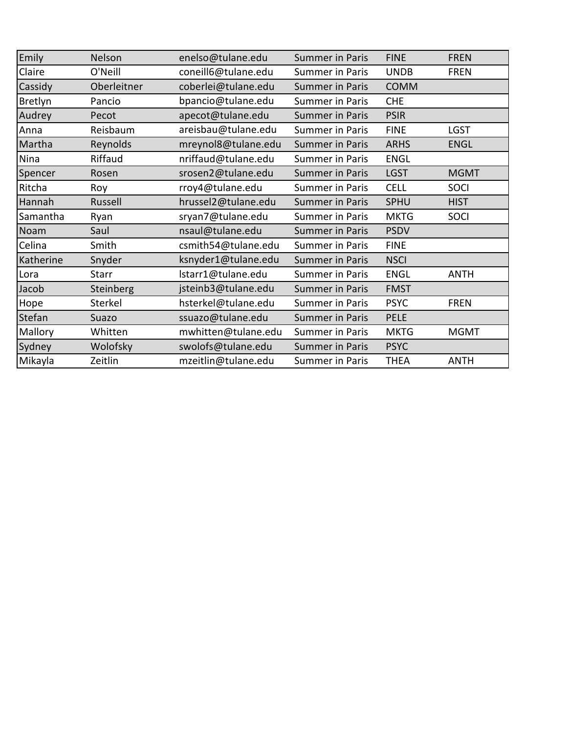| | | | | | |
|---|---|---|---|---|---|
| Emily | Nelson | enelso@tulane.edu | Summer in Paris | FINE | FREN |
| Claire | O'Neill | coneill6@tulane.edu | Summer in Paris | UNDB | FREN |
| Cassidy | Oberleitner | coberlei@tulane.edu | Summer in Paris | COMM | |
| Bretlyn | Pancio | bpancio@tulane.edu | Summer in Paris | CHE | |
| Audrey | Pecot | apecot@tulane.edu | Summer in Paris | PSIR | |
| Anna | Reisbaum | areisbau@tulane.edu | Summer in Paris | FINE | LGST |
| Martha | Reynolds | mreynol8@tulane.edu | Summer in Paris | ARHS | ENGL |
| Nina | Riffaud | nriffaud@tulane.edu | Summer in Paris | ENGL | |
| Spencer | Rosen | srosen2@tulane.edu | Summer in Paris | LGST | MGMT |
| Ritcha | Roy | rroy4@tulane.edu | Summer in Paris | CELL | SOCI |
| Hannah | Russell | hrussel2@tulane.edu | Summer in Paris | SPHU | HIST |
| Samantha | Ryan | sryan7@tulane.edu | Summer in Paris | MKTG | SOCI |
| Noam | Saul | nsaul@tulane.edu | Summer in Paris | PSDV | |
| Celina | Smith | csmith54@tulane.edu | Summer in Paris | FINE | |
| Katherine | Snyder | ksnyder1@tulane.edu | Summer in Paris | NSCI | |
| Lora | Starr | lstarr1@tulane.edu | Summer in Paris | ENGL | ANTH |
| Jacob | Steinberg | jsteinb3@tulane.edu | Summer in Paris | FMST | |
| Hope | Sterkel | hsterkel@tulane.edu | Summer in Paris | PSYC | FREN |
| Stefan | Suazo | ssuazo@tulane.edu | Summer in Paris | PELE | |
| Mallory | Whitten | mwhitten@tulane.edu | Summer in Paris | MKTG | MGMT |
| Sydney | Wolofsky | swolofs@tulane.edu | Summer in Paris | PSYC | |
| Mikayla | Zeitlin | mzeitlin@tulane.edu | Summer in Paris | THEA | ANTH |